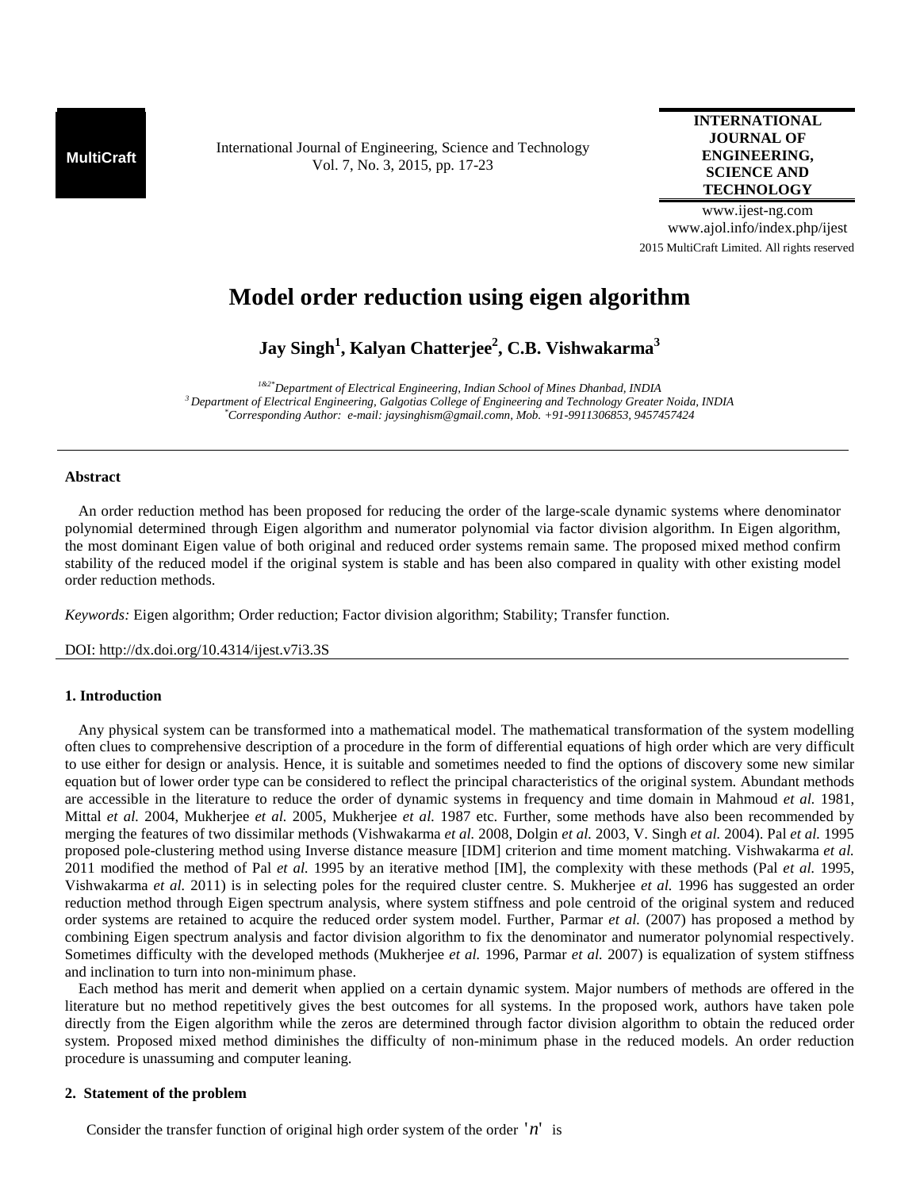# Model order reduction using eigen algorithm

**Jay Singh[1], Kalyan Chatterjee[2], C.B. Vishwakarma[3]**

*[1&2*] Department of Electrical Engineering, Indian School of Mines Dhanbad, INDIA*
*[3] Department of Electrical Engineering, Galgotias College of Engineering and Technology Greater Noida, INDIA*
*[*] Corresponding Author: e-mail: jaysinghism@gmail.comn, Mob. +91-9911306853, 9457457424*

---

## Abstract

An order reduction method has been proposed for reducing the order of the large-scale dynamic systems where denominator polynomial determined through Eigen algorithm and numerator polynomial via factor division algorithm. In Eigen algorithm, the most dominant Eigen value of both original and reduced order systems remain same. The proposed mixed method confirm stability of the reduced model if the original system is stable and has been also compared in quality with other existing model order reduction methods.

*Keywords:* Eigen algorithm; Order reduction; Factor division algorithm; Stability; Transfer function.

DOI: http://dx.doi.org/10.4314/ijest.v7i3.3S

---

## 1. Introduction

Any physical system can be transformed into a mathematical model. The mathematical transformation of the system modelling often clues to comprehensive description of a procedure in the form of differential equations of high order which are very difficult to use either for design or analysis. Hence, it is suitable and sometimes needed to find the options of discovery some new similar equation but of lower order type can be considered to reflect the principal characteristics of the original system. Abundant methods are accessible in the literature to reduce the order of dynamic systems in frequency and time domain in Mahmoud *et al.* 1981, Mittal *et al.* 2004, Mukherjee *et al.* 2005, Mukherjee *et al.* 1987 etc. Further, some methods have also been recommended by merging the features of two dissimilar methods (Vishwakarma *et al.* 2008, Dolgin *et al.* 2003, V. Singh *et al.* 2004). Pal *et al.* 1995 proposed pole-clustering method using Inverse distance measure [IDM] criterion and time moment matching. Vishwakarma *et al.* 2011 modified the method of Pal *et al.* 1995 by an iterative method [IM], the complexity with these methods (Pal *et al.* 1995, Vishwakarma *et al.* 2011) is in selecting poles for the required cluster centre. S. Mukherjee *et al.* 1996 has suggested an order reduction method through Eigen spectrum analysis, where system stiffness and pole centroid of the original system and reduced order systems are retained to acquire the reduced order system model. Further, Parmar *et al.* (2007) has proposed a method by combining Eigen spectrum analysis and factor division algorithm to fix the denominator and numerator polynomial respectively. Sometimes difficulty with the developed methods (Mukherjee *et al.* 1996, Parmar *et al.* 2007) is equalization of system stiffness and inclination to turn into non-minimum phase.

Each method has merit and demerit when applied on a certain dynamic system. Major numbers of methods are offered in the literature but no method repetitively gives the best outcomes for all systems. In the proposed work, authors have taken pole directly from the Eigen algorithm while the zeros are determined through factor division algorithm to obtain the reduced order system. Proposed mixed method diminishes the difficulty of non-minimum phase in the reduced models. An order reduction procedure is unassuming and computer leaning.

## 2. Statement of the problem

Consider the transfer function of original high order system of the order $'n'$ is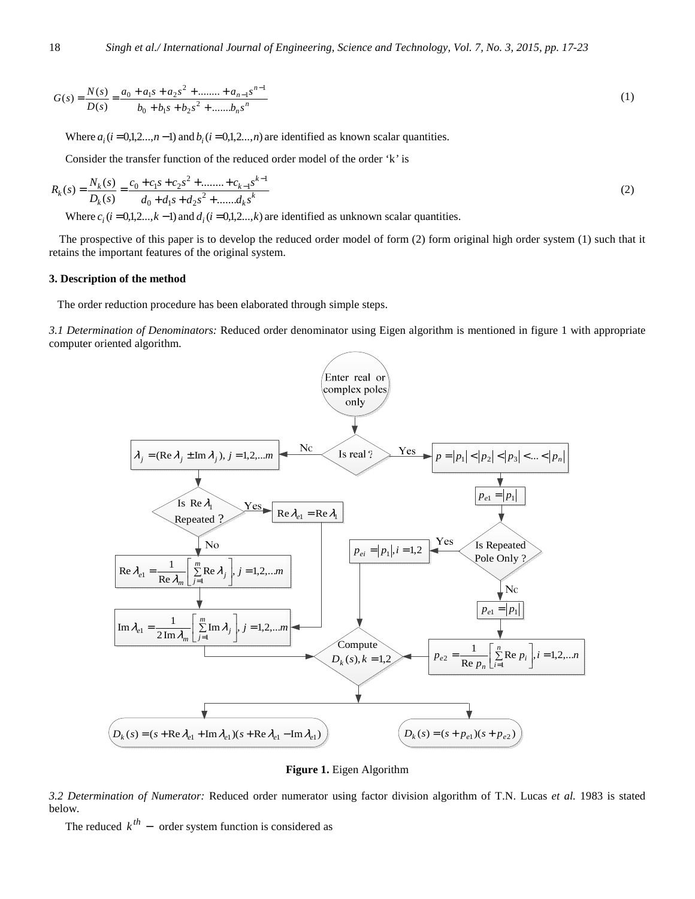$$G(s) = \frac{N(s)}{D(s)} = \frac{a_0 + a_1 s + a_2 s^2 + \ldots\ldots + a_{n-1} s^{n-1}}{b_0 + b_1 s + b_2 s^2 + \ldots\ldots b_n s^n} \tag{1}$$

Where $a_i\,(i = 0,1,2\ldots,n-1)$ and $b_i\,(i = 0,1,2\ldots,n)$ are identified as known scalar quantities.

Consider the transfer function of the reduced order model of the order 'k' is

$$R_k(s) = \frac{N_k(s)}{D_k(s)} = \frac{c_0 + c_1 s + c_2 s^2 + \ldots\ldots + c_{k-1} s^{k-1}}{d_0 + d_1 s + d_2 s^2 + \ldots\ldots d_k s^k} \tag{2}$$

Where $c_i\,(i = 0,1,2\ldots,k-1)$ and $d_i\,(i = 0,1,2\ldots,k)$ are identified as unknown scalar quantities.

The prospective of this paper is to develop the reduced order model of form (2) form original high order system (1) such that it retains the important features of the original system.

### 3. Description of the method

The order reduction procedure has been elaborated through simple steps.

*3.1 Determination of Denominators:* Reduced order denominator using Eigen algorithm is mentioned in figure 1 with appropriate computer oriented algorithm.

- Enter real or complex poles only
- Is real ?
  - **No:** $\lambda_j = (\operatorname{Re}\lambda_j \pm \operatorname{Im}\lambda_j),\ j = 1,2,\ldots m$
    - Is $\operatorname{Re}\lambda_1$ Repeated ?
      - **Yes:** $\operatorname{Re}\lambda_{e1} = \operatorname{Re}\lambda_1$
      - **No:** $\operatorname{Re}\lambda_{e1} = \frac{1}{\operatorname{Re}\lambda_m}\left[\sum_{j=1}^{m}\operatorname{Re}\lambda_j\right],\ j = 1,2,\ldots m$
    - $\operatorname{Im}\lambda_{e1} = \frac{1}{2\operatorname{Im}\lambda_m}\left[\sum_{j=1}^{m}\operatorname{Im}\lambda_j\right],\ j = 1,2,\ldots m$
  - **Yes:** $p = |p_1| < |p_2| < |p_3| < \ldots < |p_n|$
    - $p_{e1} = |p_1|$
    - Is Repeated Pole Only ?
      - **Yes:** $p_{ei} = |p_1|,\ i = 1,2$
      - **No:** $p_{e1} = |p_1|$; $p_{e2} = \frac{1}{\operatorname{Re}p_n}\left[\sum_{i=1}^{n}\operatorname{Re}p_i\right],\ i = 1,2,\ldots n$
- Compute $D_k(s),\ k = 1,2$
  - $D_k(s) = (s + \operatorname{Re}\lambda_{e1} + \operatorname{Im}\lambda_{e1})(s + \operatorname{Re}\lambda_{e1} - \operatorname{Im}\lambda_{e1})$
  - $D_k(s) = (s + p_{e1})(s + p_{e2})$

**Figure 1.** Eigen Algorithm

*3.2 Determination of Numerator:* Reduced order numerator using factor division algorithm of T.N. Lucas *et al.* 1983 is stated below.

The reduced $k^{th}$ − order system function is considered as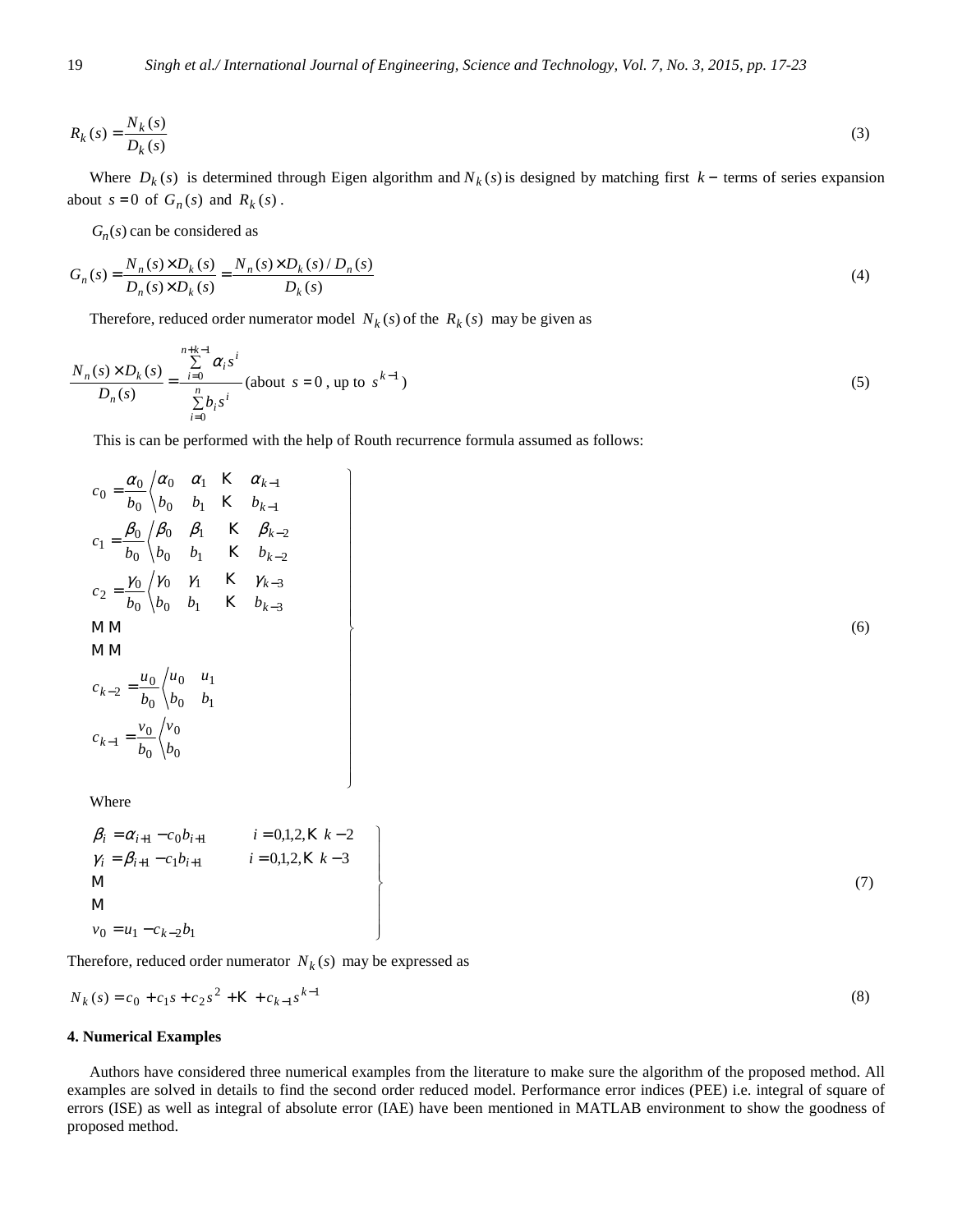$$R_k(s) = \frac{N_k(s)}{D_k(s)} \tag{3}$$

Where $D_k(s)$ is determined through Eigen algorithm and $N_k(s)$ is designed by matching first $k-$ terms of series expansion about $s = 0$ of $G_n(s)$ and $R_k(s)$.

$G_n(s)$ can be considered as

$$G_n(s) = \frac{N_n(s) \times D_k(s)}{D_n(s) \times D_k(s)} = \frac{N_n(s) \times D_k(s) / D_n(s)}{D_k(s)} \tag{4}$$

Therefore, reduced order numerator model $N_k(s)$ of the $R_k(s)$ may be given as

$$\frac{N_n(s) \times D_k(s)}{D_n(s)} = \frac{\sum_{i=0}^{n+k-1} \alpha_i s^i}{\sum_{i=0}^{n} b_i s^i} \text{ (about } s = 0 \text{, up to } s^{k-1}\text{)} \tag{5}$$

This is can be performed with the help of Routh recurrence formula assumed as follows:

$$\left.\begin{array}{l}
c_0 = \frac{\alpha_0}{b_0} \left\langle \begin{matrix} \alpha_0 & \alpha_1 & \ldots & \alpha_{k-1} \\ b_0 & b_1 & \ldots & b_{k-1} \end{matrix} \right. \\
c_1 = \frac{\beta_0}{b_0} \left\langle \begin{matrix} \beta_0 & \beta_1 & \ldots & \beta_{k-2} \\ b_0 & b_1 & \ldots & b_{k-2} \end{matrix} \right. \\
c_2 = \frac{\gamma_0}{b_0} \left\langle \begin{matrix} \gamma_0 & \gamma_1 & \ldots & \gamma_{k-3} \\ b_0 & b_1 & \ldots & b_{k-3} \end{matrix} \right. \\
\vdots \quad \vdots \\
\vdots \quad \vdots \\
c_{k-2} = \frac{u_0}{b_0} \left\langle \begin{matrix} u_0 & u_1 \\ b_0 & b_1 \end{matrix} \right. \\
c_{k-1} = \frac{v_0}{b_0} \left\langle \begin{matrix} v_0 \\ b_0 \end{matrix} \right.
\end{array}\right\} \tag{6}$$

Where

$$\left.\begin{array}{ll}
\beta_i = \alpha_{i+1} - c_0 b_{i+1} & i = 0,1,2,\ldots k-2 \\
\gamma_i = \beta_{i+1} - c_1 b_{i+1} & i = 0,1,2,\ldots k-3 \\
\vdots & \\
\vdots & \\
v_0 = u_1 - c_{k-2} b_1 &
\end{array}\right\} \tag{7}$$

Therefore, reduced order numerator $N_k(s)$ may be expressed as

$$N_k(s) = c_0 + c_1 s + c_2 s^2 + \ldots + c_{k-1} s^{k-1} \tag{8}$$

## 4. Numerical Examples

Authors have considered three numerical examples from the literature to make sure the algorithm of the proposed method. All examples are solved in details to find the second order reduced model. Performance error indices (PEE) i.e. integral of square of errors (ISE) as well as integral of absolute error (IAE) have been mentioned in MATLAB environment to show the goodness of proposed method.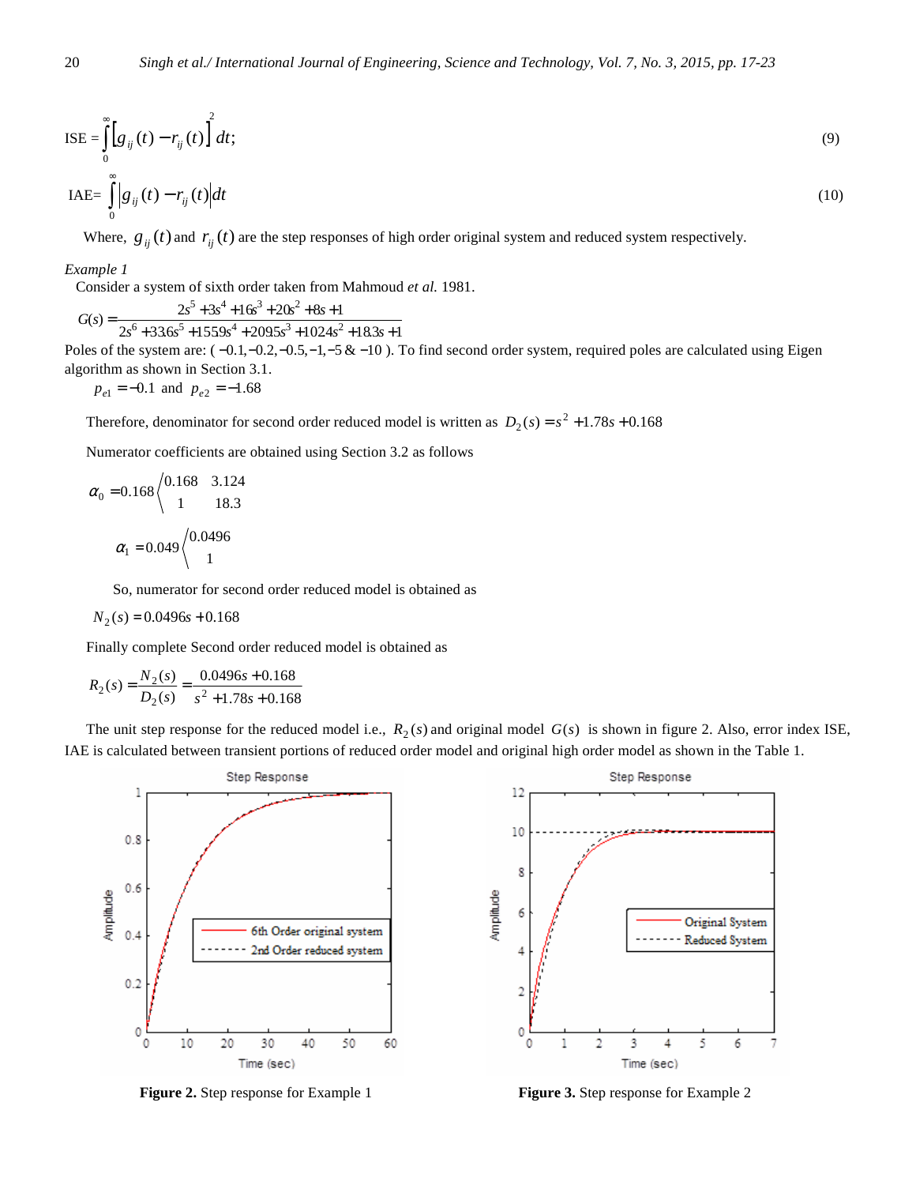$$\text{ISE} = \int_0^{\infty} \left[ g_{ij}(t) - r_{ij}(t) \right]^2 dt; \tag{9}$$

$$\text{IAE} = \int_0^{\infty} \left| g_{ij}(t) - r_{ij}(t) \right| dt \tag{10}$$

Where, $g_{ij}(t)$ and $r_{ij}(t)$ are the step responses of high order original system and reduced system respectively.

*Example 1*

Consider a system of sixth order taken from Mahmoud *et al.* 1981.

$$G(s) = \frac{2s^5 + 3s^4 + 16s^3 + 20s^2 + 8s + 1}{2s^6 + 33.6s^5 + 155.9s^4 + 209.5s^3 + 102.4s^2 + 18.3s + 1}$$

Poles of the system are: ( $-0.1, -0.2, -0.5, -1, -5$ & $-10$ ). To find second order system, required poles are calculated using Eigen algorithm as shown in Section 3.1.

$p_{e1} = -0.1$ and $p_{e2} = -1.68$

Therefore, denominator for second order reduced model is written as $D_2(s) = s^2 + 1.78s + 0.168$

Numerator coefficients are obtained using Section 3.2 as follows

$$\alpha_0 = 0.168 \left\langle \begin{matrix} 0.168 & 3.124 \\ 1 & 18.3 \end{matrix} \right.$$

$$\alpha_1 = 0.049 \left\langle \begin{matrix} 0.0496 \\ 1 \end{matrix} \right.$$

So, numerator for second order reduced model is obtained as

$N_2(s) = 0.0496s + 0.168$

Finally complete Second order reduced model is obtained as

$$R_2(s) = \frac{N_2(s)}{D_2(s)} = \frac{0.0496s + 0.168}{s^2 + 1.78s + 0.168}$$

The unit step response for the reduced model i.e., $R_2(s)$ and original model $G(s)$ is shown in figure 2. Also, error index ISE, IAE is calculated between transient portions of reduced order model and original high order model as shown in the Table 1.

**Figure 2.** Step response for Example 1

**Figure 3.** Step response for Example 2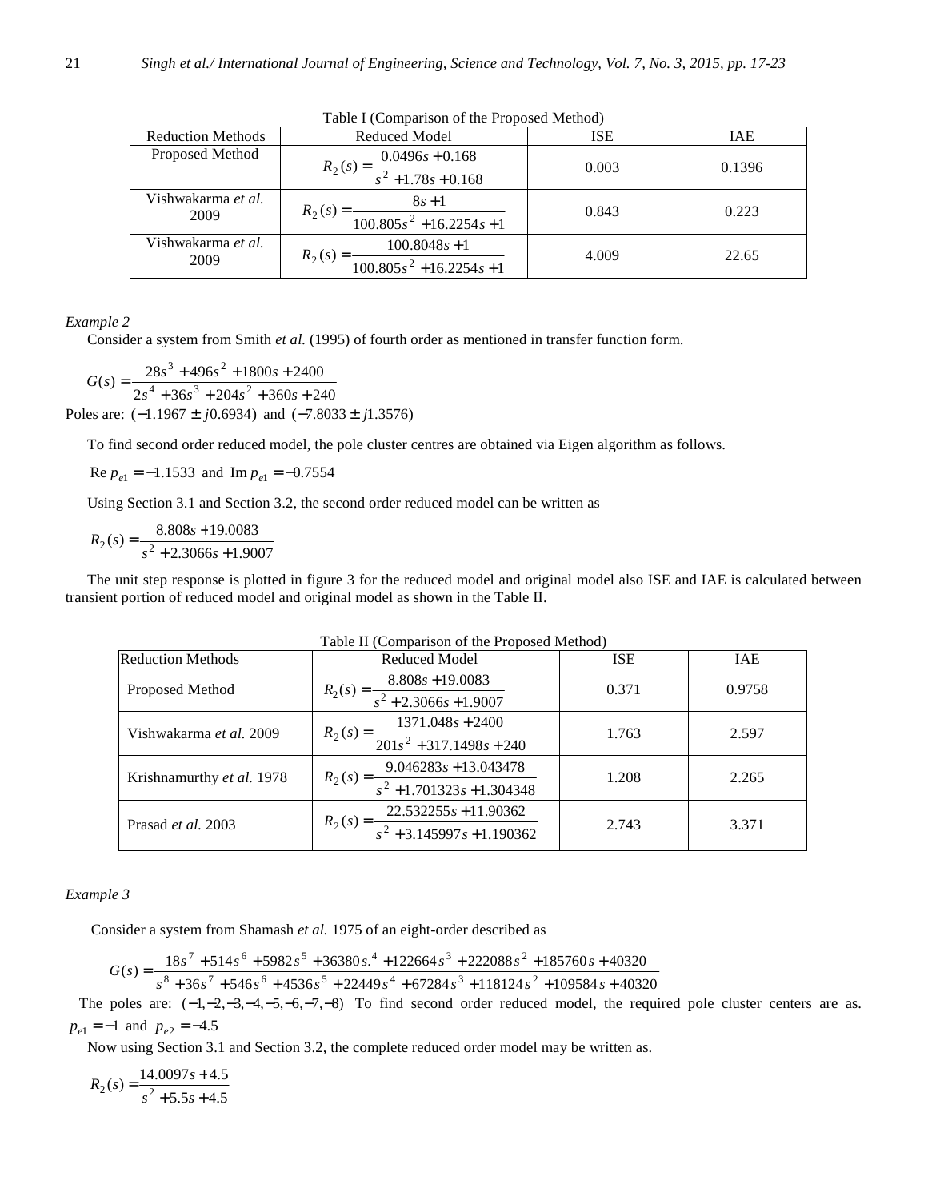Table I (Comparison of the Proposed Method)

| Reduction Methods | Reduced Model | ISE | IAE |
|---|---|---|---|
| Proposed Method | $R_2(s)=\dfrac{0.0496s+0.168}{s^2+1.78s+0.168}$ | 0.003 | 0.1396 |
| Vishwakarma *et al.* 2009 | $R_2(s)=\dfrac{8s+1}{100.805s^2+16.2254s+1}$ | 0.843 | 0.223 |
| Vishwakarma *et al.* 2009 | $R_2(s)=\dfrac{100.8048s+1}{100.805s^2+16.2254s+1}$ | 4.009 | 22.65 |

*Example 2*

Consider a system from Smith *et al.* (1995) of fourth order as mentioned in transfer function form.

$$G(s)=\frac{28s^3+496s^2+1800s+2400}{2s^4+36s^3+204s^2+360s+240}$$

Poles are: $(-1.1967 \pm j0.6934)$ and $(-7.8033 \pm j1.3576)$

To find second order reduced model, the pole cluster centres are obtained via Eigen algorithm as follows.

$\operatorname{Re} p_{e1}=-1.1533$ and $\operatorname{Im} p_{e1}=-0.7554$

Using Section 3.1 and Section 3.2, the second order reduced model can be written as

$$R_2(s)=\frac{8.808s+19.0083}{s^2+2.3066s+1.9007}$$

The unit step response is plotted in figure 3 for the reduced model and original model also ISE and IAE is calculated between transient portion of reduced model and original model as shown in the Table II.

Table II (Comparison of the Proposed Method)

| Reduction Methods | Reduced Model | ISE | IAE |
|---|---|---|---|
| Proposed Method | $R_2(s)=\dfrac{8.808s+19.0083}{s^2+2.3066s+1.9007}$ | 0.371 | 0.9758 |
| Vishwakarma *et al.* 2009 | $R_2(s)=\dfrac{1371.048s+2400}{201s^2+317.1498s+240}$ | 1.763 | 2.597 |
| Krishnamurthy *et al.* 1978 | $R_2(s)=\dfrac{9.046283s+13.043478}{s^2+1.701323s+1.304348}$ | 1.208 | 2.265 |
| Prasad *et al.* 2003 | $R_2(s)=\dfrac{22.532255s+11.90362}{s^2+3.145997s+1.190362}$ | 2.743 | 3.371 |

*Example 3*

Consider a system from Shamash *et al.* 1975 of an eight-order described as

$$G(s)=\frac{18s^7+514s^6+5982s^5+36380s^4+122664s^3+222088s^2+185760s+40320}{s^8+36s^7+546s^6+4536s^5+22449s^4+67284s^3+118124s^2+109584s+40320}$$

The poles are: $(-1,-2,-3,-4,-5,-6,-7,-8)$ To find second order reduced model, the required pole cluster centers are as. $p_{e1}=-1$ and $p_{e2}=-4.5$

Now using Section 3.1 and Section 3.2, the complete reduced order model may be written as.

$$R_2(s)=\frac{14.0097s+4.5}{s^2+5.5s+4.5}$$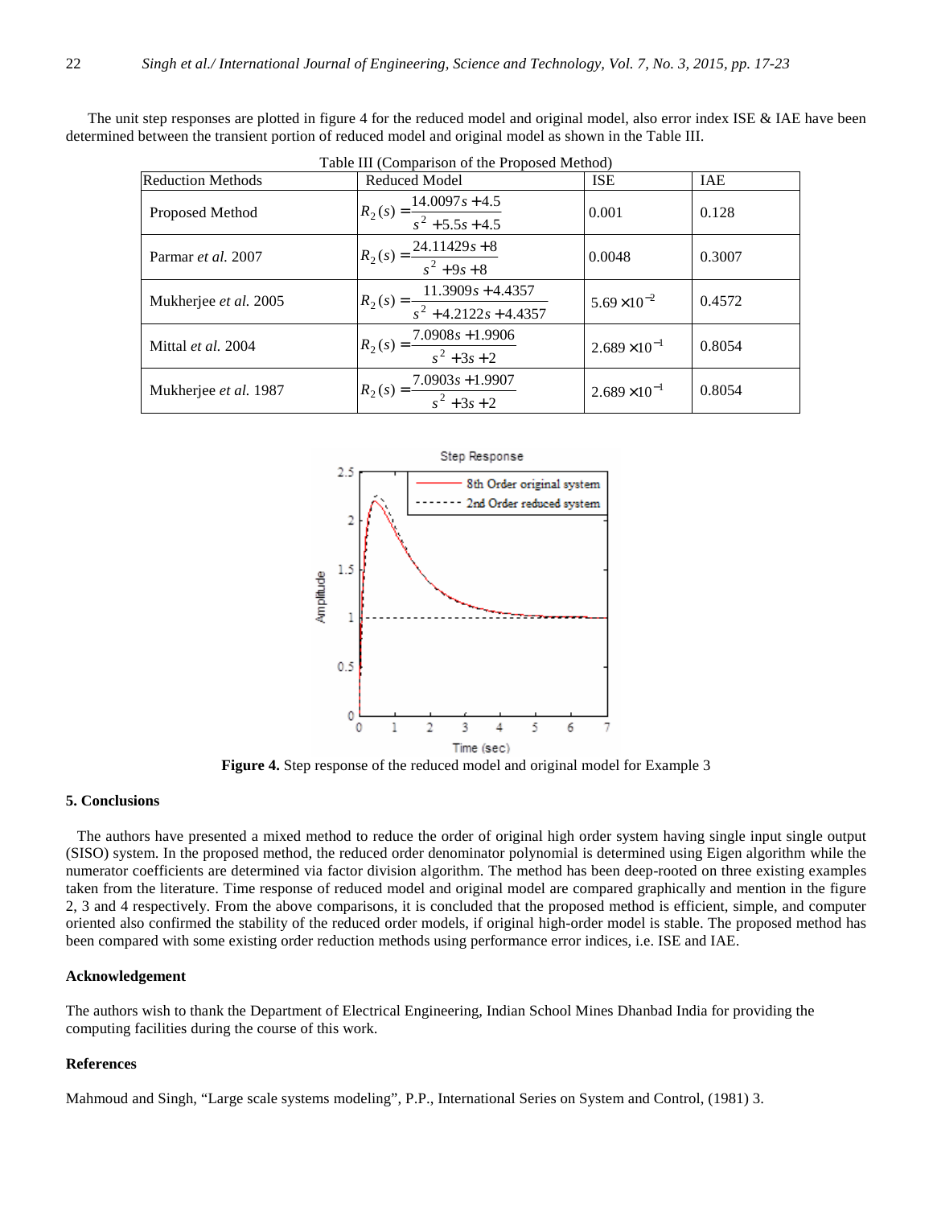The unit step responses are plotted in figure 4 for the reduced model and original model, also error index ISE & IAE have been determined between the transient portion of reduced model and original model as shown in the Table III.

Table III (Comparison of the Proposed Method)

| Reduction Methods | Reduced Model | ISE | IAE |
|---|---|---|---|
| Proposed Method | $R_2(s) = \dfrac{14.0097s + 4.5}{s^2 + 5.5s + 4.5}$ | 0.001 | 0.128 |
| Parmar *et al.* 2007 | $R_2(s) = \dfrac{24.11429s + 8}{s^2 + 9s + 8}$ | 0.0048 | 0.3007 |
| Mukherjee *et al.* 2005 | $R_2(s) = \dfrac{11.3909s + 4.4357}{s^2 + 4.2122s + 4.4357}$ | $5.69 \times 10^{-2}$ | 0.4572 |
| Mittal *et al.* 2004 | $R_2(s) = \dfrac{7.0908s + 1.9906}{s^2 + 3s + 2}$ | $2.689 \times 10^{-1}$ | 0.8054 |
| Mukherjee *et al.* 1987 | $R_2(s) = \dfrac{7.0903s + 1.9907}{s^2 + 3s + 2}$ | $2.689 \times 10^{-1}$ | 0.8054 |

**Figure 4.** Step response of the reduced model and original model for Example 3

## 5. Conclusions

The authors have presented a mixed method to reduce the order of original high order system having single input single output (SISO) system. In the proposed method, the reduced order denominator polynomial is determined using Eigen algorithm while the numerator coefficients are determined via factor division algorithm. The method has been deep-rooted on three existing examples taken from the literature. Time response of reduced model and original model are compared graphically and mention in the figure 2, 3 and 4 respectively. From the above comparisons, it is concluded that the proposed method is efficient, simple, and computer oriented also confirmed the stability of the reduced order models, if original high-order model is stable. The proposed method has been compared with some existing order reduction methods using performance error indices, i.e. ISE and IAE.

## Acknowledgement

The authors wish to thank the Department of Electrical Engineering, Indian School Mines Dhanbad India for providing the computing facilities during the course of this work.

## References

Mahmoud and Singh, "Large scale systems modeling", P.P., International Series on System and Control, (1981) 3.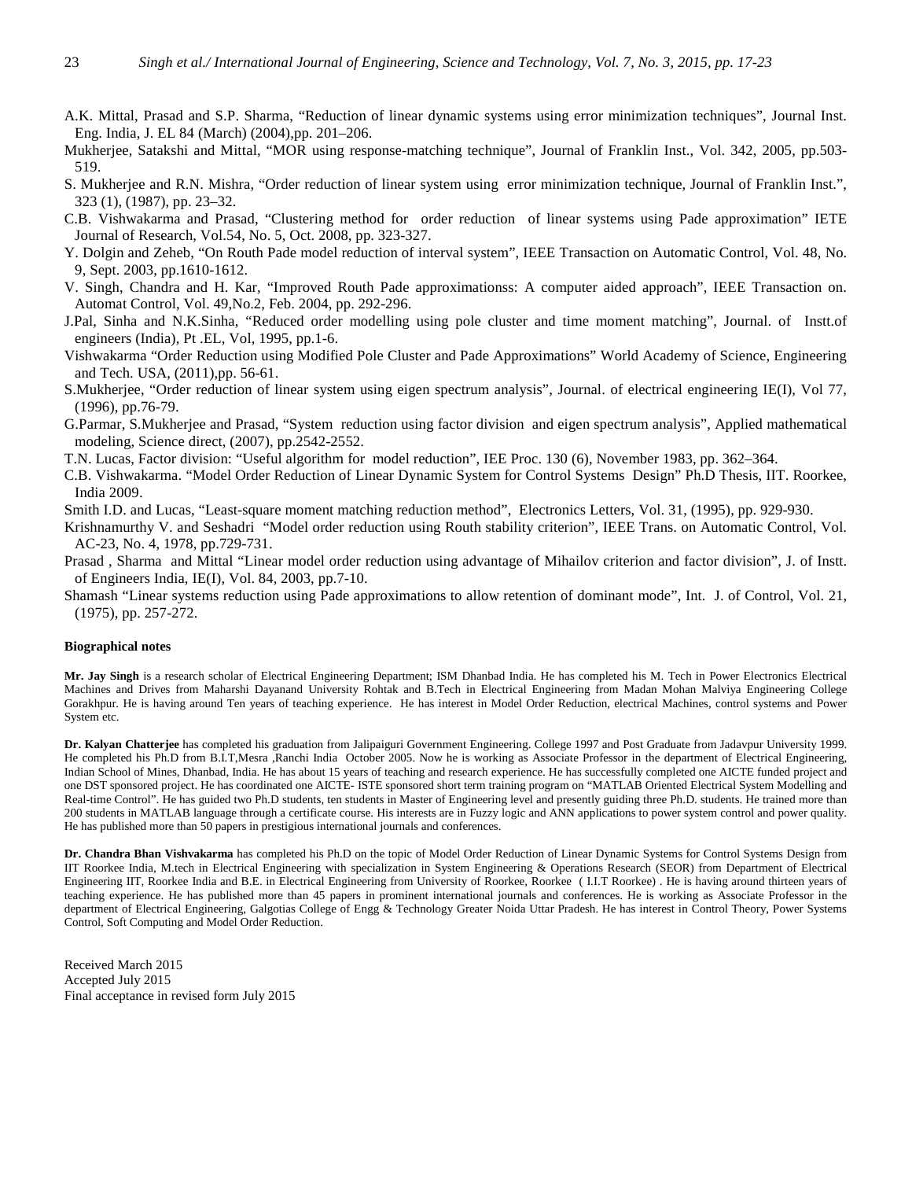A.K. Mittal, Prasad and S.P. Sharma, "Reduction of linear dynamic systems using error minimization techniques", Journal Inst. Eng. India, J. EL 84 (March) (2004),pp. 201–206.

Mukherjee, Satakshi and Mittal, "MOR using response-matching technique", Journal of Franklin Inst., Vol. 342, 2005, pp.503-519.

S. Mukherjee and R.N. Mishra, "Order reduction of linear system using error minimization technique, Journal of Franklin Inst.", 323 (1), (1987), pp. 23–32.

C.B. Vishwakarma and Prasad, "Clustering method for order reduction of linear systems using Pade approximation" IETE Journal of Research, Vol.54, No. 5, Oct. 2008, pp. 323-327.

Y. Dolgin and Zeheb, "On Routh Pade model reduction of interval system", IEEE Transaction on Automatic Control, Vol. 48, No. 9, Sept. 2003, pp.1610-1612.

V. Singh, Chandra and H. Kar, "Improved Routh Pade approximationss: A computer aided approach", IEEE Transaction on. Automat Control, Vol. 49,No.2, Feb. 2004, pp. 292-296.

J.Pal, Sinha and N.K.Sinha, "Reduced order modelling using pole cluster and time moment matching", Journal. of Instt.of engineers (India), Pt .EL, Vol, 1995, pp.1-6.

Vishwakarma "Order Reduction using Modified Pole Cluster and Pade Approximations" World Academy of Science, Engineering and Tech. USA, (2011),pp. 56-61.

S.Mukherjee, "Order reduction of linear system using eigen spectrum analysis", Journal. of electrical engineering IE(I), Vol 77, (1996), pp.76-79.

G.Parmar, S.Mukherjee and Prasad, "System reduction using factor division and eigen spectrum analysis", Applied mathematical modeling, Science direct, (2007), pp.2542-2552.

T.N. Lucas, Factor division: "Useful algorithm for model reduction", IEE Proc. 130 (6), November 1983, pp. 362–364.

C.B. Vishwakarma. "Model Order Reduction of Linear Dynamic System for Control Systems Design" Ph.D Thesis, IIT. Roorkee, India 2009.

Smith I.D. and Lucas, "Least-square moment matching reduction method", Electronics Letters, Vol. 31, (1995), pp. 929-930.

Krishnamurthy V. and Seshadri "Model order reduction using Routh stability criterion", IEEE Trans. on Automatic Control, Vol. AC-23, No. 4, 1978, pp.729-731.

Prasad , Sharma and Mittal "Linear model order reduction using advantage of Mihailov criterion and factor division", J. of Instt. of Engineers India, IE(I), Vol. 84, 2003, pp.7-10.

Shamash "Linear systems reduction using Pade approximations to allow retention of dominant mode", Int. J. of Control, Vol. 21, (1975), pp. 257-272.

**Biographical notes**

**Mr. Jay Singh** is a research scholar of Electrical Engineering Department; ISM Dhanbad India. He has completed his M. Tech in Power Electronics Electrical Machines and Drives from Maharshi Dayanand University Rohtak and B.Tech in Electrical Engineering from Madan Mohan Malviya Engineering College Gorakhpur. He is having around Ten years of teaching experience. He has interest in Model Order Reduction, electrical Machines, control systems and Power System etc.

**Dr. Kalyan Chatterjee** has completed his graduation from Jalipaiguri Government Engineering. College 1997 and Post Graduate from Jadavpur University 1999. He completed his Ph.D from B.I.T,Mesra ,Ranchi India October 2005. Now he is working as Associate Professor in the department of Electrical Engineering, Indian School of Mines, Dhanbad, India. He has about 15 years of teaching and research experience. He has successfully completed one AICTE funded project and one DST sponsored project. He has coordinated one AICTE- ISTE sponsored short term training program on "MATLAB Oriented Electrical System Modelling and Real-time Control". He has guided two Ph.D students, ten students in Master of Engineering level and presently guiding three Ph.D. students. He trained more than 200 students in MATLAB language through a certificate course. His interests are in Fuzzy logic and ANN applications to power system control and power quality. He has published more than 50 papers in prestigious international journals and conferences.

**Dr. Chandra Bhan Vishvakarma** has completed his Ph.D on the topic of Model Order Reduction of Linear Dynamic Systems for Control Systems Design from IIT Roorkee India, M.tech in Electrical Engineering with specialization in System Engineering & Operations Research (SEOR) from Department of Electrical Engineering IIT, Roorkee India and B.E. in Electrical Engineering from University of Roorkee, Roorkee ( I.I.T Roorkee) . He is having around thirteen years of teaching experience. He has published more than 45 papers in prominent international journals and conferences. He is working as Associate Professor in the department of Electrical Engineering, Galgotias College of Engg & Technology Greater Noida Uttar Pradesh. He has interest in Control Theory, Power Systems Control, Soft Computing and Model Order Reduction.

Received March 2015
Accepted July 2015
Final acceptance in revised form July 2015